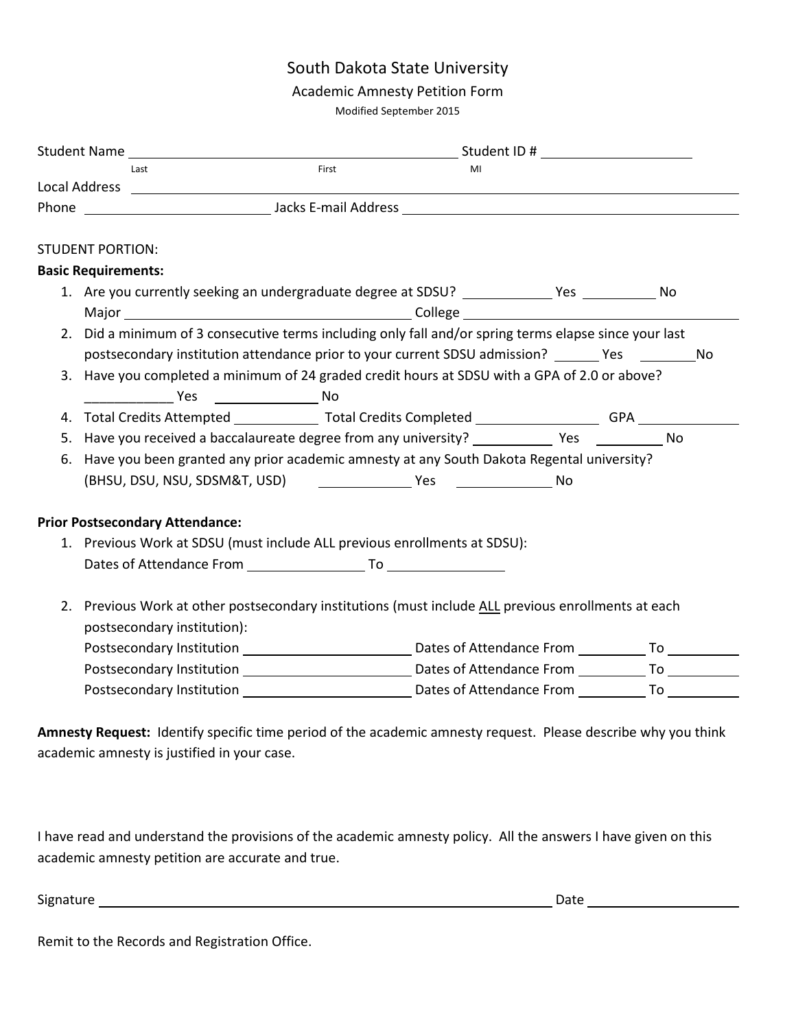# South Dakota State University

## Academic Amnesty Petition Form

Modified September 2015

Student Name ____________________________________________ Student ID # ____________________
Last                     First                     MI

Local Address ____________________________________________________________________________

Phone ________________________ Jacks E-mail Address _____________________________________________

STUDENT PORTION:

**Basic Requirements:**

1. Are you currently seeking an undergraduate degree at SDSU? ____________ Yes __________ No
   Major ______________________________________ College ________________________________________
2. Did a minimum of 3 consecutive terms including only fall and/or spring terms elapse since your last postsecondary institution attendance prior to your current SDSU admission? ______ Yes ________No
3. Have you completed a minimum of 24 graded credit hours at SDSU with a GPA of 2.0 or above?
   ____________ Yes ______________ No
4. Total Credits Attempted ___________ Total Credits Completed ________________ GPA _____________
5. Have you received a baccalaureate degree from any university? ___________ Yes __________ No
6. Have you been granted any prior academic amnesty at any South Dakota Regental university? (BHSU, DSU, NSU, SDSM&T, USD) _____________ Yes _____________ No

**Prior Postsecondary Attendance:**

1. Previous Work at SDSU (must include ALL previous enrollments at SDSU):
   Dates of Attendance From ________________ To ________________
2. Previous Work at other postsecondary institutions (must include ALL previous enrollments at each postsecondary institution):
   Postsecondary Institution ______________________ Dates of Attendance From _________ To __________
   Postsecondary Institution ______________________ Dates of Attendance From _________ To __________
   Postsecondary Institution ______________________ Dates of Attendance From _________ To __________

**Amnesty Request:** Identify specific time period of the academic amnesty request. Please describe why you think academic amnesty is justified in your case.

I have read and understand the provisions of the academic amnesty policy. All the answers I have given on this academic amnesty petition are accurate and true.

Signature ________________________________________________________________ Date ____________________

Remit to the Records and Registration Office.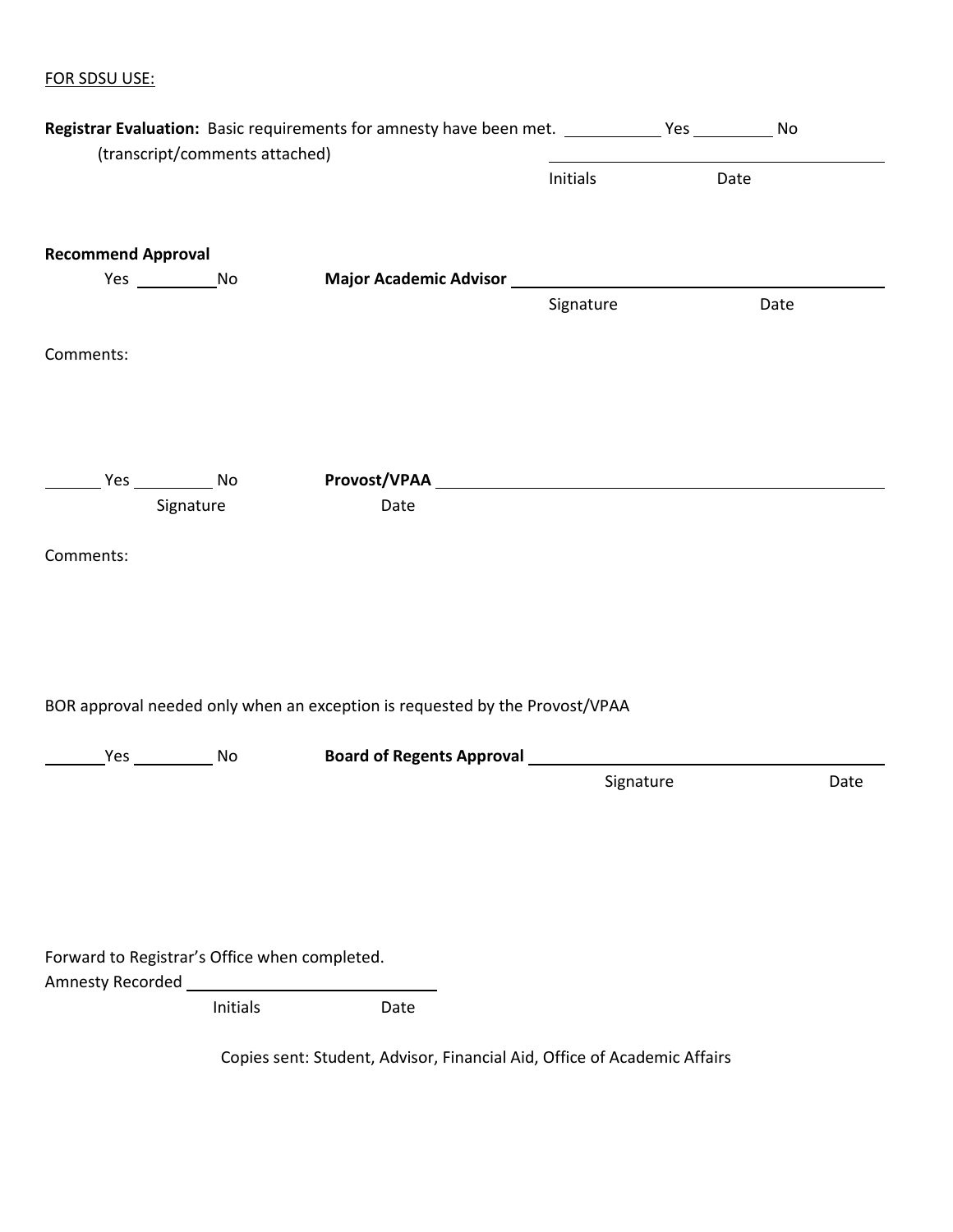FOR SDSU USE:

**Registrar Evaluation:** Basic requirements for amnesty have been met. ___________ Yes _________ No
(transcript/comments attached)

_________________________________
Initials Date

**Recommend Approval**

Yes _________ No **Major Academic Advisor** _________________________________
Signature Date

Comments:

_______ Yes _________ No **Provost/VPAA** _________________________________
Signature Date

Comments:

BOR approval needed only when an exception is requested by the Provost/VPAA

_______ Yes _________ No **Board of Regents Approval** _________________________________
Signature Date

Forward to Registrar's Office when completed.

Amnesty Recorded _________________________
Initials Date

Copies sent: Student, Advisor, Financial Aid, Office of Academic Affairs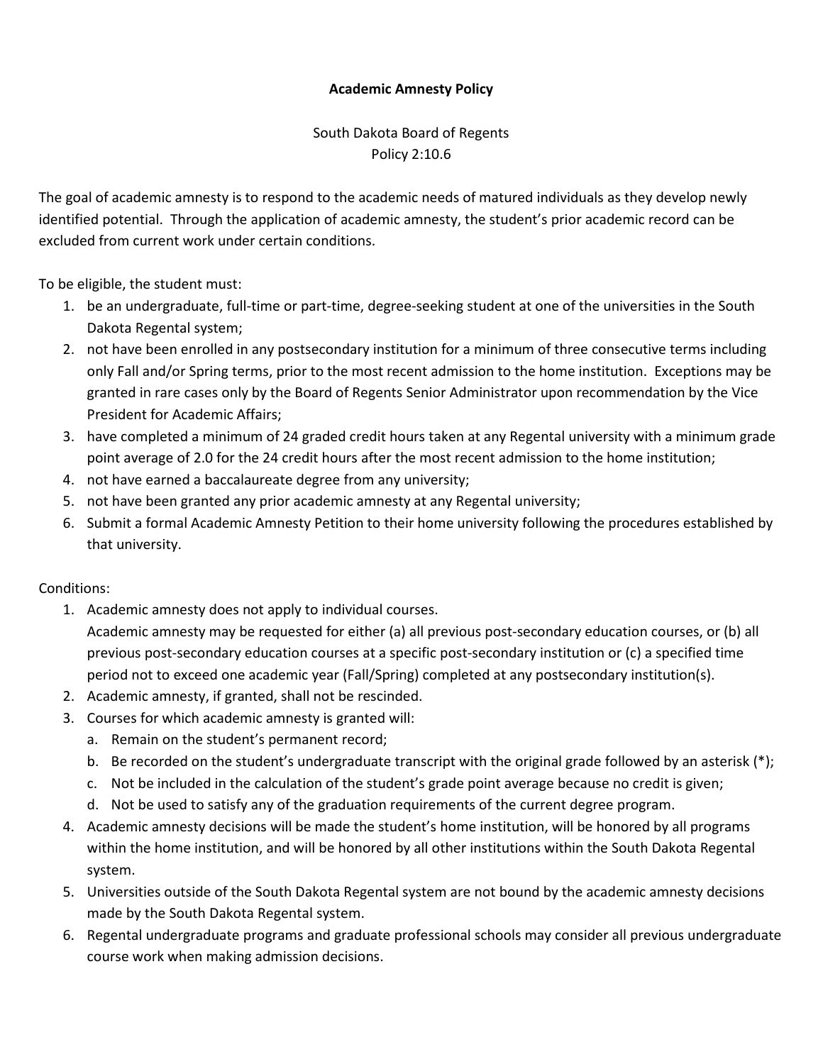**Academic Amnesty Policy**

South Dakota Board of Regents
Policy 2:10.6

The goal of academic amnesty is to respond to the academic needs of matured individuals as they develop newly identified potential. Through the application of academic amnesty, the student's prior academic record can be excluded from current work under certain conditions.

To be eligible, the student must:

1. be an undergraduate, full-time or part-time, degree-seeking student at one of the universities in the South Dakota Regental system;
2. not have been enrolled in any postsecondary institution for a minimum of three consecutive terms including only Fall and/or Spring terms, prior to the most recent admission to the home institution. Exceptions may be granted in rare cases only by the Board of Regents Senior Administrator upon recommendation by the Vice President for Academic Affairs;
3. have completed a minimum of 24 graded credit hours taken at any Regental university with a minimum grade point average of 2.0 for the 24 credit hours after the most recent admission to the home institution;
4. not have earned a baccalaureate degree from any university;
5. not have been granted any prior academic amnesty at any Regental university;
6. Submit a formal Academic Amnesty Petition to their home university following the procedures established by that university.

Conditions:

1. Academic amnesty does not apply to individual courses.
   Academic amnesty may be requested for either (a) all previous post-secondary education courses, or (b) all previous post-secondary education courses at a specific post-secondary institution or (c) a specified time period not to exceed one academic year (Fall/Spring) completed at any postsecondary institution(s).
2. Academic amnesty, if granted, shall not be rescinded.
3. Courses for which academic amnesty is granted will:
   a. Remain on the student's permanent record;
   b. Be recorded on the student's undergraduate transcript with the original grade followed by an asterisk (*);
   c. Not be included in the calculation of the student's grade point average because no credit is given;
   d. Not be used to satisfy any of the graduation requirements of the current degree program.
4. Academic amnesty decisions will be made the student's home institution, will be honored by all programs within the home institution, and will be honored by all other institutions within the South Dakota Regental system.
5. Universities outside of the South Dakota Regental system are not bound by the academic amnesty decisions made by the South Dakota Regental system.
6. Regental undergraduate programs and graduate professional schools may consider all previous undergraduate course work when making admission decisions.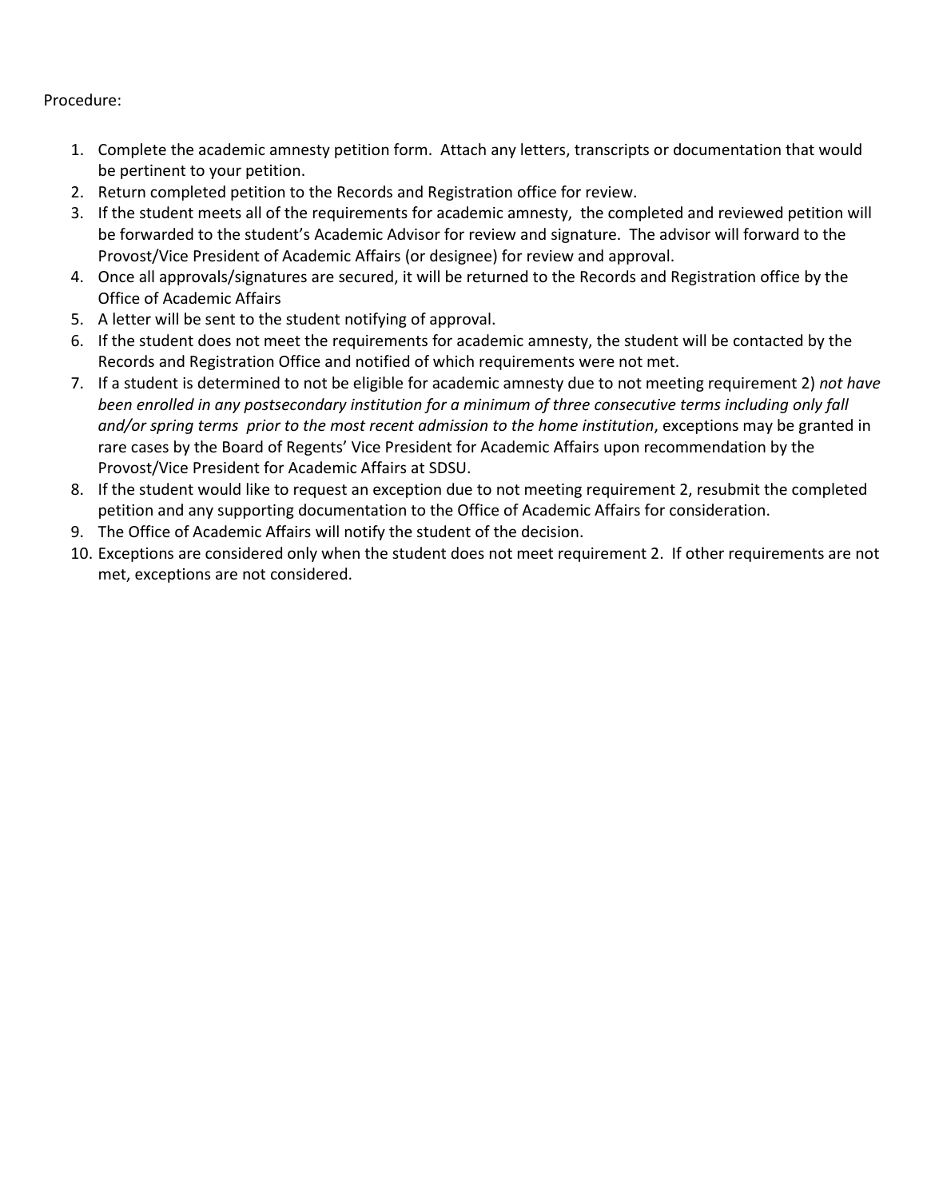Procedure:

1. Complete the academic amnesty petition form. Attach any letters, transcripts or documentation that would be pertinent to your petition.
2. Return completed petition to the Records and Registration office for review.
3. If the student meets all of the requirements for academic amnesty, the completed and reviewed petition will be forwarded to the student's Academic Advisor for review and signature. The advisor will forward to the Provost/Vice President of Academic Affairs (or designee) for review and approval.
4. Once all approvals/signatures are secured, it will be returned to the Records and Registration office by the Office of Academic Affairs
5. A letter will be sent to the student notifying of approval.
6. If the student does not meet the requirements for academic amnesty, the student will be contacted by the Records and Registration Office and notified of which requirements were not met.
7. If a student is determined to not be eligible for academic amnesty due to not meeting requirement 2) *not have been enrolled in any postsecondary institution for a minimum of three consecutive terms including only fall and/or spring terms prior to the most recent admission to the home institution*, exceptions may be granted in rare cases by the Board of Regents' Vice President for Academic Affairs upon recommendation by the Provost/Vice President for Academic Affairs at SDSU.
8. If the student would like to request an exception due to not meeting requirement 2, resubmit the completed petition and any supporting documentation to the Office of Academic Affairs for consideration.
9. The Office of Academic Affairs will notify the student of the decision.
10. Exceptions are considered only when the student does not meet requirement 2. If other requirements are not met, exceptions are not considered.